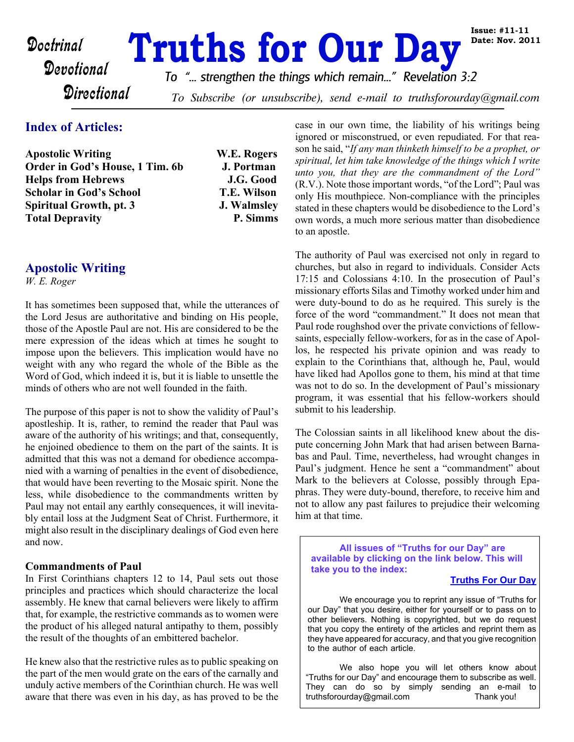# Truths for Our Day

**Doctrinal Devotional Directional**

**Issue: #11-11**
**Date: Nov. 2011**

To "... strengthen the things which remain..." Revelation 3:2

*To Subscribe (or unsubscribe), send e-mail to truthsforourday@gmail.com*

## Index of Articles:

| | |
|---|---|
| **Apostolic Writing** | **W.E. Rogers** |
| **Order in God's House, 1 Tim. 6b** | **J. Portman** |
| **Helps from Hebrews** | **J.G. Good** |
| **Scholar in God's School** | **T.E. Wilson** |
| **Spiritual Growth, pt. 3** | **J. Walmsley** |
| **Total Depravity** | **P. Simms** |

## Apostolic Writing

*W. E. Roger*

It has sometimes been supposed that, while the utterances of the Lord Jesus are authoritative and binding on His people, those of the Apostle Paul are not. His are considered to be the mere expression of the ideas which at times he sought to impose upon the believers. This implication would have no weight with any who regard the whole of the Bible as the Word of God, which indeed it is, but it is liable to unsettle the minds of others who are not well founded in the faith.

The purpose of this paper is not to show the validity of Paul's apostleship. It is, rather, to remind the reader that Paul was aware of the authority of his writings; and that, consequently, he enjoined obedience to them on the part of the saints. It is admitted that this was not a demand for obedience accompanied with a warning of penalties in the event of disobedience, that would have been reverting to the Mosaic spirit. None the less, while disobedience to the commandments written by Paul may not entail any earthly consequences, it will inevitably entail loss at the Judgment Seat of Christ. Furthermore, it might also result in the disciplinary dealings of God even here and now.

### Commandments of Paul

In First Corinthians chapters 12 to 14, Paul sets out those principles and practices which should characterize the local assembly. He knew that carnal believers were likely to affirm that, for example, the restrictive commands as to women were the product of his alleged natural antipathy to them, possibly the result of the thoughts of an embittered bachelor.

He knew also that the restrictive rules as to public speaking on the part of the men would grate on the ears of the carnally and unduly active members of the Corinthian church. He was well aware that there was even in his day, as has proved to be the case in our own time, the liability of his writings being ignored or misconstrued, or even repudiated. For that reason he said, "*If any man thinketh himself to be a prophet, or spiritual, let him take knowledge of the things which I write unto you, that they are the commandment of the Lord*" (R.V.). Note those important words, "of the Lord"; Paul was only His mouthpiece. Non-compliance with the principles stated in these chapters would be disobedience to the Lord's own words, a much more serious matter than disobedience to an apostle.

The authority of Paul was exercised not only in regard to churches, but also in regard to individuals. Consider Acts 17:15 and Colossians 4:10. In the prosecution of Paul's missionary efforts Silas and Timothy worked under him and were duty-bound to do as he required. This surely is the force of the word "commandment." It does not mean that Paul rode roughshod over the private convictions of fellow-saints, especially fellow-workers, for as in the case of Apollos, he respected his private opinion and was ready to explain to the Corinthians that, although he, Paul, would have liked had Apollos gone to them, his mind at that time was not to do so. In the development of Paul's missionary program, it was essential that his fellow-workers should submit to his leadership.

The Colossian saints in all likelihood knew about the dispute concerning John Mark that had arisen between Barnabas and Paul. Time, nevertheless, had wrought changes in Paul's judgment. Hence he sent a "commandment" about Mark to the believers at Colosse, possibly through Epaphras. They were duty-bound, therefore, to receive him and not to allow any past failures to prejudice their welcoming him at that time.

---

**All issues of "Truths for our Day" are available by clicking on the link below. This will take you to the index:**

**Truths For Our Day**

We encourage you to reprint any issue of "Truths for our Day" that you desire, either for yourself or to pass on to other believers. Nothing is copyrighted, but we do request that you copy the entirety of the articles and reprint them as they have appeared for accuracy, and that you give recognition to the author of each article.

We also hope you will let others know about "Truths for our Day" and encourage them to subscribe as well. They can do so by simply sending an e-mail to truthsforourday@gmail.com Thank you!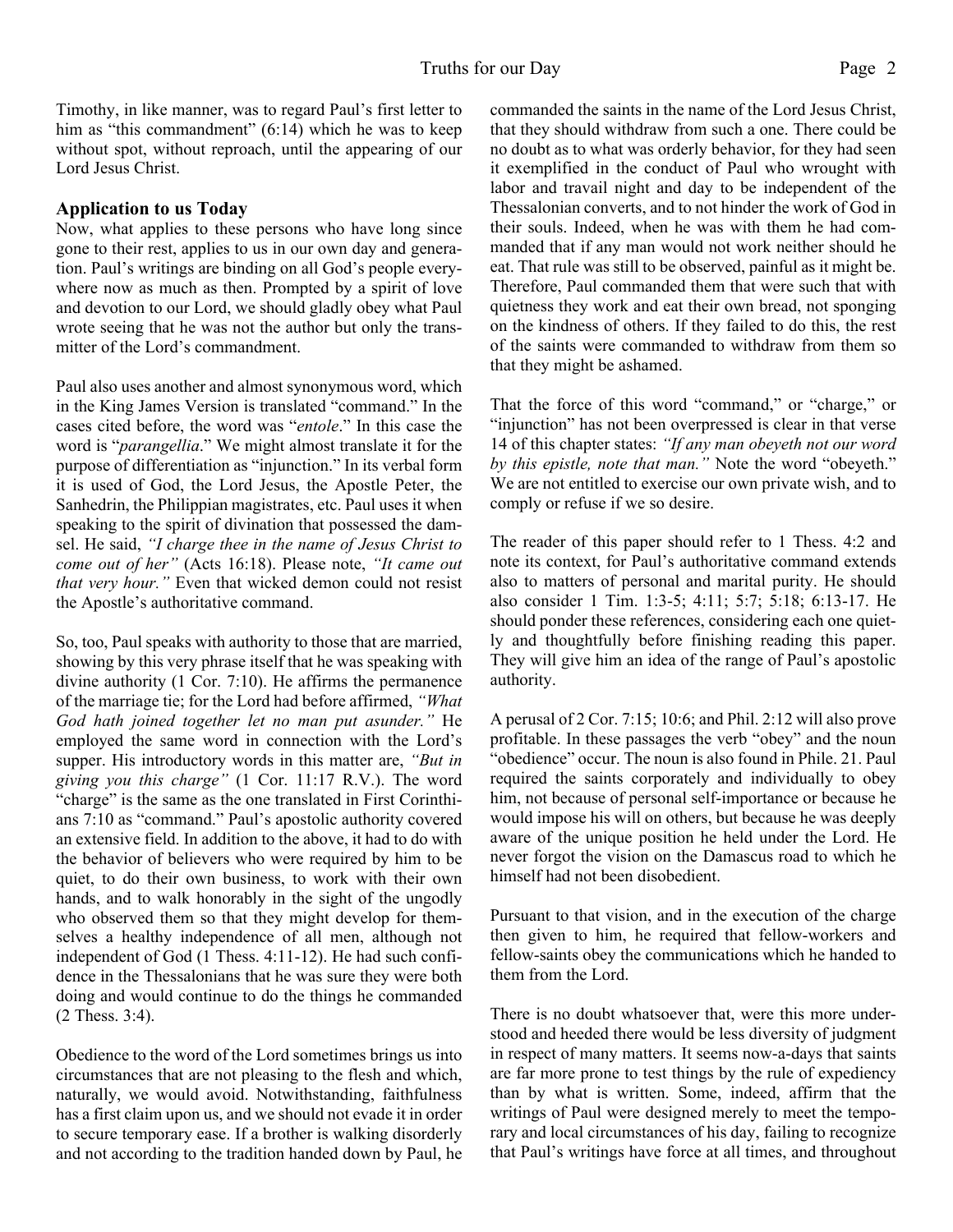Timothy, in like manner, was to regard Paul's first letter to him as "this commandment" (6:14) which he was to keep without spot, without reproach, until the appearing of our Lord Jesus Christ.

### Application to us Today

Now, what applies to these persons who have long since gone to their rest, applies to us in our own day and generation. Paul's writings are binding on all God's people everywhere now as much as then. Prompted by a spirit of love and devotion to our Lord, we should gladly obey what Paul wrote seeing that he was not the author but only the transmitter of the Lord's commandment.

Paul also uses another and almost synonymous word, which in the King James Version is translated "command." In the cases cited before, the word was "*entole*." In this case the word is "*parangellia*." We might almost translate it for the purpose of differentiation as "injunction." In its verbal form it is used of God, the Lord Jesus, the Apostle Peter, the Sanhedrin, the Philippian magistrates, etc. Paul uses it when speaking to the spirit of divination that possessed the damsel. He said, *"I charge thee in the name of Jesus Christ to come out of her"* (Acts 16:18). Please note, *"It came out that very hour."* Even that wicked demon could not resist the Apostle's authoritative command.

So, too, Paul speaks with authority to those that are married, showing by this very phrase itself that he was speaking with divine authority (1 Cor. 7:10). He affirms the permanence of the marriage tie; for the Lord had before affirmed, *"What God hath joined together let no man put asunder."* He employed the same word in connection with the Lord's supper. His introductory words in this matter are, *"But in giving you this charge"* (1 Cor. 11:17 R.V.). The word "charge" is the same as the one translated in First Corinthians 7:10 as "command." Paul's apostolic authority covered an extensive field. In addition to the above, it had to do with the behavior of believers who were required by him to be quiet, to do their own business, to work with their own hands, and to walk honorably in the sight of the ungodly who observed them so that they might develop for themselves a healthy independence of all men, although not independent of God (1 Thess. 4:11-12). He had such confidence in the Thessalonians that he was sure they were both doing and would continue to do the things he commanded (2 Thess. 3:4).

Obedience to the word of the Lord sometimes brings us into circumstances that are not pleasing to the flesh and which, naturally, we would avoid. Notwithstanding, faithfulness has a first claim upon us, and we should not evade it in order to secure temporary ease. If a brother is walking disorderly and not according to the tradition handed down by Paul, he commanded the saints in the name of the Lord Jesus Christ, that they should withdraw from such a one. There could be no doubt as to what was orderly behavior, for they had seen it exemplified in the conduct of Paul who wrought with labor and travail night and day to be independent of the Thessalonian converts, and to not hinder the work of God in their souls. Indeed, when he was with them he had commanded that if any man would not work neither should he eat. That rule was still to be observed, painful as it might be. Therefore, Paul commanded them that were such that with quietness they work and eat their own bread, not sponging on the kindness of others. If they failed to do this, the rest of the saints were commanded to withdraw from them so that they might be ashamed.

That the force of this word "command," or "charge," or "injunction" has not been overpressed is clear in that verse 14 of this chapter states: *"If any man obeyeth not our word by this epistle, note that man."* Note the word "obeyeth." We are not entitled to exercise our own private wish, and to comply or refuse if we so desire.

The reader of this paper should refer to 1 Thess. 4:2 and note its context, for Paul's authoritative command extends also to matters of personal and marital purity. He should also consider 1 Tim. 1:3-5; 4:11; 5:7; 5:18; 6:13-17. He should ponder these references, considering each one quietly and thoughtfully before finishing reading this paper. They will give him an idea of the range of Paul's apostolic authority.

A perusal of 2 Cor. 7:15; 10:6; and Phil. 2:12 will also prove profitable. In these passages the verb "obey" and the noun "obedience" occur. The noun is also found in Phile. 21. Paul required the saints corporately and individually to obey him, not because of personal self-importance or because he would impose his will on others, but because he was deeply aware of the unique position he held under the Lord. He never forgot the vision on the Damascus road to which he himself had not been disobedient.

Pursuant to that vision, and in the execution of the charge then given to him, he required that fellow-workers and fellow-saints obey the communications which he handed to them from the Lord.

There is no doubt whatsoever that, were this more understood and heeded there would be less diversity of judgment in respect of many matters. It seems now-a-days that saints are far more prone to test things by the rule of expediency than by what is written. Some, indeed, affirm that the writings of Paul were designed merely to meet the temporary and local circumstances of his day, failing to recognize that Paul's writings have force at all times, and throughout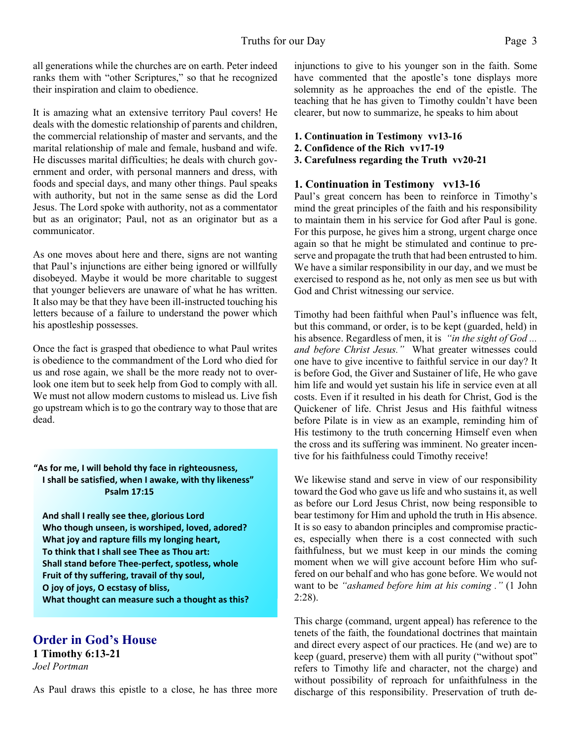all generations while the churches are on earth. Peter indeed ranks them with "other Scriptures," so that he recognized their inspiration and claim to obedience.

It is amazing what an extensive territory Paul covers! He deals with the domestic relationship of parents and children, the commercial relationship of master and servants, and the marital relationship of male and female, husband and wife. He discusses marital difficulties; he deals with church government and order, with personal manners and dress, with foods and special days, and many other things. Paul speaks with authority, but not in the same sense as did the Lord Jesus. The Lord spoke with authority, not as a commentator but as an originator; Paul, not as an originator but as a communicator.

As one moves about here and there, signs are not wanting that Paul's injunctions are either being ignored or willfully disobeyed. Maybe it would be more charitable to suggest that younger believers are unaware of what he has written. It also may be that they have been ill-instructed touching his letters because of a failure to understand the power which his apostleship possesses.

Once the fact is grasped that obedience to what Paul writes is obedience to the commandment of the Lord who died for us and rose again, we shall be the more ready not to overlook one item but to seek help from God to comply with all. We must not allow modern customs to mislead us. Live fish go upstream which is to go the contrary way to those that are dead.

**"As for me, I will behold thy face in righteousness,**
**I shall be satisfied, when I awake, with thy likeness"**
**Psalm 17:15**

**And shall I really see thee, glorious Lord**
**Who though unseen, is worshiped, loved, adored?**
**What joy and rapture fills my longing heart,**
**To think that I shall see Thee as Thou art:**
**Shall stand before Thee-perfect, spotless, whole**
**Fruit of thy suffering, travail of thy soul,**
**O joy of joys, O ecstasy of bliss,**
**What thought can measure such a thought as this?**

## Order in God's House

**1 Timothy 6:13-21**

*Joel Portman*

As Paul draws this epistle to a close, he has three more injunctions to give to his younger son in the faith. Some have commented that the apostle's tone displays more solemnity as he approaches the end of the epistle. The teaching that he has given to Timothy couldn't have been clearer, but now to summarize, he speaks to him about

**1. Continuation in Testimony vv13-16**
**2. Confidence of the Rich vv17-19**
**3. Carefulness regarding the Truth vv20-21**

### 1. Continuation in Testimony vv13-16

Paul's great concern has been to reinforce in Timothy's mind the great principles of the faith and his responsibility to maintain them in his service for God after Paul is gone. For this purpose, he gives him a strong, urgent charge once again so that he might be stimulated and continue to preserve and propagate the truth that had been entrusted to him. We have a similar responsibility in our day, and we must be exercised to respond as he, not only as men see us but with God and Christ witnessing our service.

Timothy had been faithful when Paul's influence was felt, but this command, or order, is to be kept (guarded, held) in his absence. Regardless of men, it is *"in the sight of God ... and before Christ Jesus."* What greater witnesses could one have to give incentive to faithful service in our day? It is before God, the Giver and Sustainer of life, He who gave him life and would yet sustain his life in service even at all costs. Even if it resulted in his death for Christ, God is the Quickener of life. Christ Jesus and His faithful witness before Pilate is in view as an example, reminding him of His testimony to the truth concerning Himself even when the cross and its suffering was imminent. No greater incentive for his faithfulness could Timothy receive!

We likewise stand and serve in view of our responsibility toward the God who gave us life and who sustains it, as well as before our Lord Jesus Christ, now being responsible to bear testimony for Him and uphold the truth in His absence. It is so easy to abandon principles and compromise practices, especially when there is a cost connected with such faithfulness, but we must keep in our minds the coming moment when we will give account before Him who suffered on our behalf and who has gone before. We would not want to be *"ashamed before him at his coming ."* (1 John 2:28).

This charge (command, urgent appeal) has reference to the tenets of the faith, the foundational doctrines that maintain and direct every aspect of our practices. He (and we) are to keep (guard, preserve) them with all purity ("without spot" refers to Timothy life and character, not the charge) and without possibility of reproach for unfaithfulness in the discharge of this responsibility. Preservation of truth de-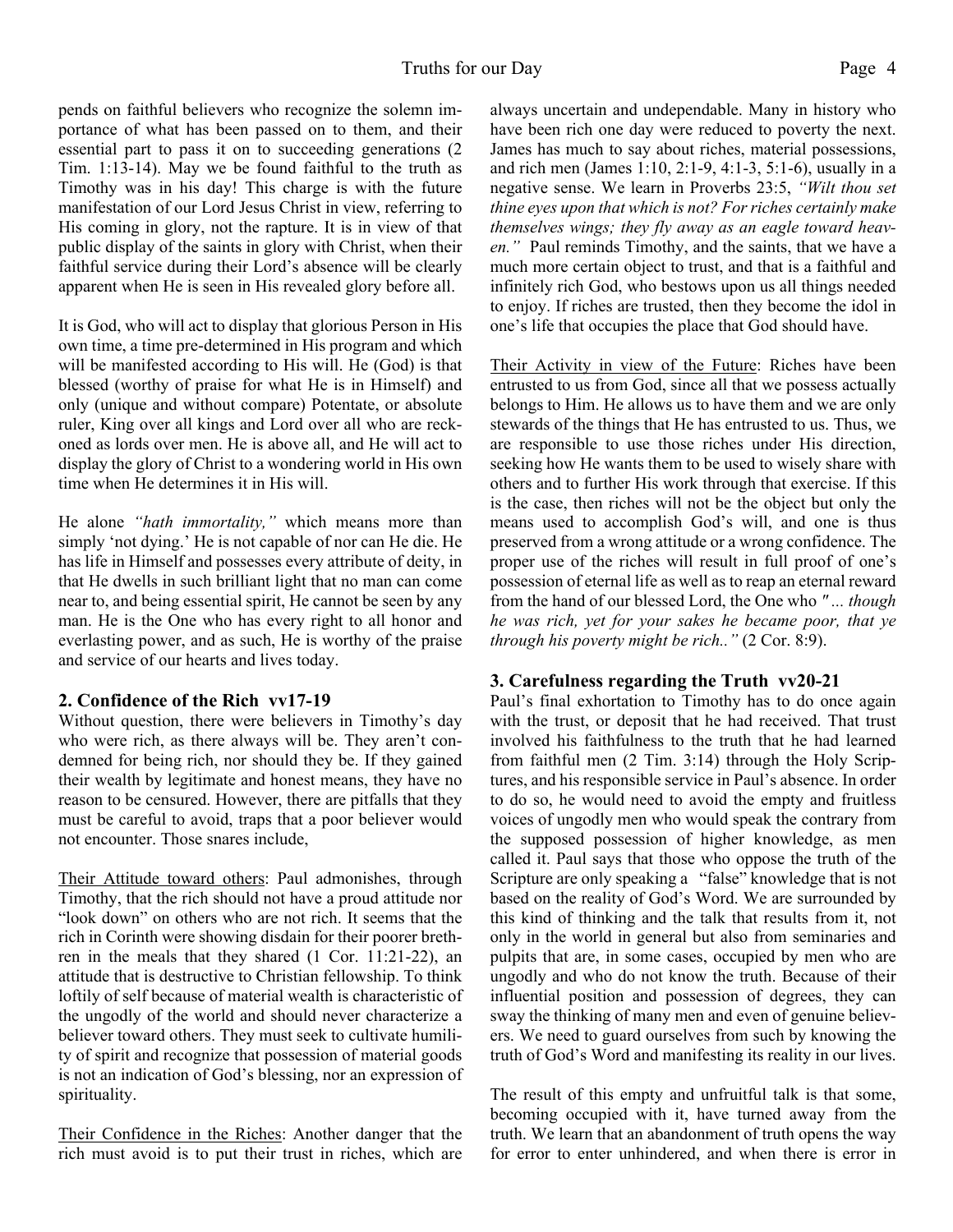pends on faithful believers who recognize the solemn importance of what has been passed on to them, and their essential part to pass it on to succeeding generations (2 Tim. 1:13-14). May we be found faithful to the truth as Timothy was in his day! This charge is with the future manifestation of our Lord Jesus Christ in view, referring to His coming in glory, not the rapture. It is in view of that public display of the saints in glory with Christ, when their faithful service during their Lord's absence will be clearly apparent when He is seen in His revealed glory before all.

It is God, who will act to display that glorious Person in His own time, a time pre-determined in His program and which will be manifested according to His will. He (God) is that blessed (worthy of praise for what He is in Himself) and only (unique and without compare) Potentate, or absolute ruler, King over all kings and Lord over all who are reckoned as lords over men. He is above all, and He will act to display the glory of Christ to a wondering world in His own time when He determines it in His will.

He alone *"hath immortality,"* which means more than simply 'not dying.' He is not capable of nor can He die. He has life in Himself and possesses every attribute of deity, in that He dwells in such brilliant light that no man can come near to, and being essential spirit, He cannot be seen by any man. He is the One who has every right to all honor and everlasting power, and as such, He is worthy of the praise and service of our hearts and lives today.

## 2. Confidence of the Rich vv17-19

Without question, there were believers in Timothy's day who were rich, as there always will be. They aren't condemned for being rich, nor should they be. If they gained their wealth by legitimate and honest means, they have no reason to be censured. However, there are pitfalls that they must be careful to avoid, traps that a poor believer would not encounter. Those snares include,

Their Attitude toward others: Paul admonishes, through Timothy, that the rich should not have a proud attitude nor "look down" on others who are not rich. It seems that the rich in Corinth were showing disdain for their poorer brethren in the meals that they shared (1 Cor. 11:21-22), an attitude that is destructive to Christian fellowship. To think loftily of self because of material wealth is characteristic of the ungodly of the world and should never characterize a believer toward others. They must seek to cultivate humility of spirit and recognize that possession of material goods is not an indication of God's blessing, nor an expression of spirituality.

Their Confidence in the Riches: Another danger that the rich must avoid is to put their trust in riches, which are always uncertain and undependable. Many in history who have been rich one day were reduced to poverty the next. James has much to say about riches, material possessions, and rich men (James 1:10, 2:1-9, 4:1-3, 5:1-6), usually in a negative sense. We learn in Proverbs 23:5, *"Wilt thou set thine eyes upon that which is not? For riches certainly make themselves wings; they fly away as an eagle toward heaven."* Paul reminds Timothy, and the saints, that we have a much more certain object to trust, and that is a faithful and infinitely rich God, who bestows upon us all things needed to enjoy. If riches are trusted, then they become the idol in one's life that occupies the place that God should have.

Their Activity in view of the Future: Riches have been entrusted to us from God, since all that we possess actually belongs to Him. He allows us to have them and we are only stewards of the things that He has entrusted to us. Thus, we are responsible to use those riches under His direction, seeking how He wants them to be used to wisely share with others and to further His work through that exercise. If this is the case, then riches will not be the object but only the means used to accomplish God's will, and one is thus preserved from a wrong attitude or a wrong confidence. The proper use of the riches will result in full proof of one's possession of eternal life as well as to reap an eternal reward from the hand of our blessed Lord, the One who *"... though he was rich, yet for your sakes he became poor, that ye through his poverty might be rich.."* (2 Cor. 8:9).

## 3. Carefulness regarding the Truth vv20-21

Paul's final exhortation to Timothy has to do once again with the trust, or deposit that he had received. That trust involved his faithfulness to the truth that he had learned from faithful men (2 Tim. 3:14) through the Holy Scriptures, and his responsible service in Paul's absence. In order to do so, he would need to avoid the empty and fruitless voices of ungodly men who would speak the contrary from the supposed possession of higher knowledge, as men called it. Paul says that those who oppose the truth of the Scripture are only speaking a "false" knowledge that is not based on the reality of God's Word. We are surrounded by this kind of thinking and the talk that results from it, not only in the world in general but also from seminaries and pulpits that are, in some cases, occupied by men who are ungodly and who do not know the truth. Because of their influential position and possession of degrees, they can sway the thinking of many men and even of genuine believers. We need to guard ourselves from such by knowing the truth of God's Word and manifesting its reality in our lives.

The result of this empty and unfruitful talk is that some, becoming occupied with it, have turned away from the truth. We learn that an abandonment of truth opens the way for error to enter unhindered, and when there is error in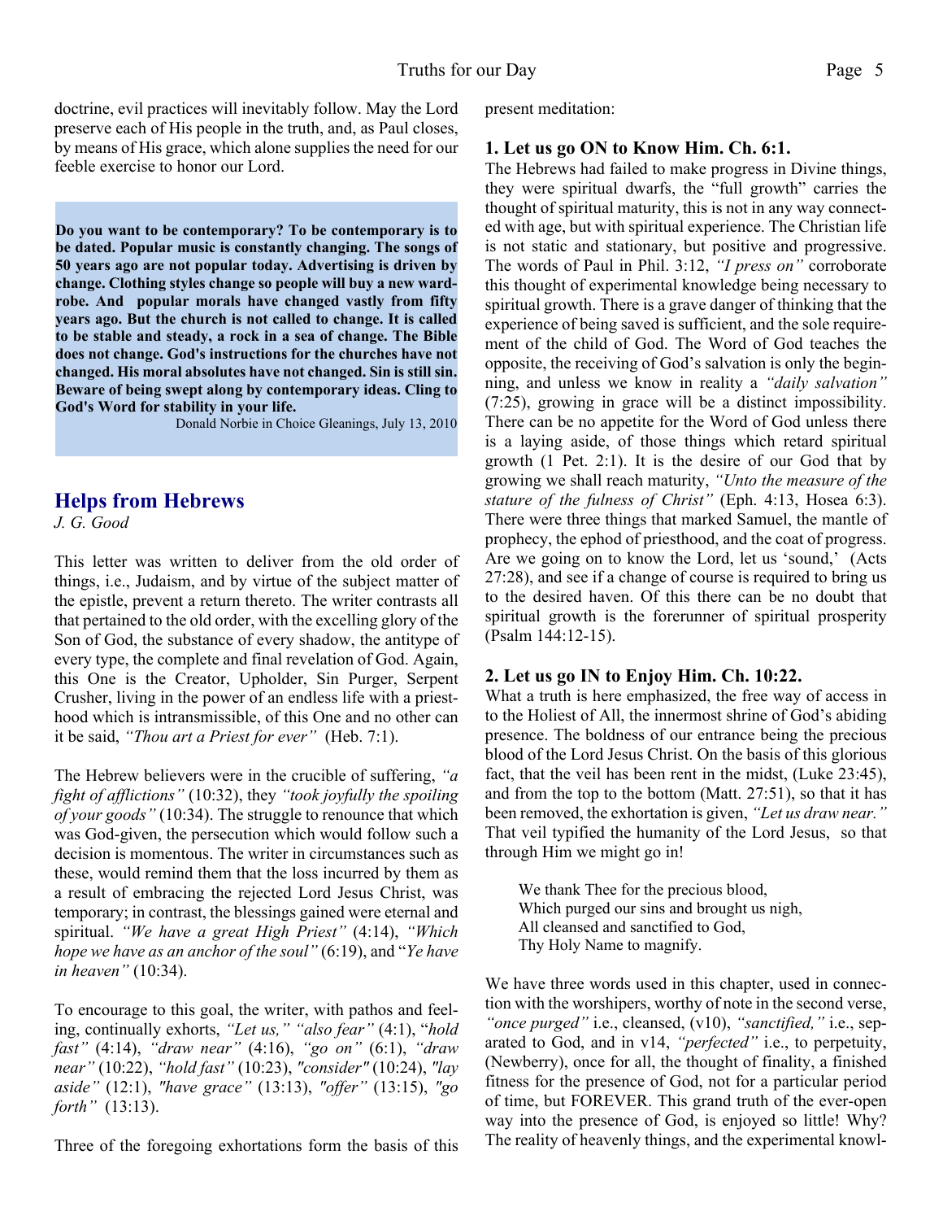doctrine, evil practices will inevitably follow. May the Lord preserve each of His people in the truth, and, as Paul closes, by means of His grace, which alone supplies the need for our feeble exercise to honor our Lord.

**Do you want to be contemporary? To be contemporary is to be dated. Popular music is constantly changing. The songs of 50 years ago are not popular today. Advertising is driven by change. Clothing styles change so people will buy a new wardrobe. And popular morals have changed vastly from fifty years ago. But the church is not called to change. It is called to be stable and steady, a rock in a sea of change. The Bible does not change. God's instructions for the churches have not changed. His moral absolutes have not changed. Sin is still sin. Beware of being swept along by contemporary ideas. Cling to God's Word for stability in your life.**

Donald Norbie in Choice Gleanings, July 13, 2010

## Helps from Hebrews

*J. G. Good*

This letter was written to deliver from the old order of things, i.e., Judaism, and by virtue of the subject matter of the epistle, prevent a return thereto. The writer contrasts all that pertained to the old order, with the excelling glory of the Son of God, the substance of every shadow, the antitype of every type, the complete and final revelation of God. Again, this One is the Creator, Upholder, Sin Purger, Serpent Crusher, living in the power of an endless life with a priesthood which is intransmissible, of this One and no other can it be said, *"Thou art a Priest for ever"* (Heb. 7:1).

The Hebrew believers were in the crucible of suffering, *"a fight of afflictions"* (10:32), they *"took joyfully the spoiling of your goods"* (10:34). The struggle to renounce that which was God-given, the persecution which would follow such a decision is momentous. The writer in circumstances such as these, would remind them that the loss incurred by them as a result of embracing the rejected Lord Jesus Christ, was temporary; in contrast, the blessings gained were eternal and spiritual. *"We have a great High Priest"* (4:14), *"Which hope we have as an anchor of the soul"* (6:19), and "*Ye have in heaven"* (10:34).

To encourage to this goal, the writer, with pathos and feeling, continually exhorts, *"Let us," "also fear"* (4:1), "*hold fast"* (4:14), *"draw near"* (4:16), *"go on"* (6:1), *"draw near"* (10:22), *"hold fast"* (10:23), *"consider"* (10:24), *"lay aside"* (12:1), *"have grace"* (13:13), *"offer"* (13:15), *"go forth"* (13:13).

Three of the foregoing exhortations form the basis of this present meditation:

### 1. Let us go ON to Know Him. Ch. 6:1.

The Hebrews had failed to make progress in Divine things, they were spiritual dwarfs, the "full growth" carries the thought of spiritual maturity, this is not in any way connected with age, but with spiritual experience. The Christian life is not static and stationary, but positive and progressive. The words of Paul in Phil. 3:12, *"I press on"* corroborate this thought of experimental knowledge being necessary to spiritual growth. There is a grave danger of thinking that the experience of being saved is sufficient, and the sole requirement of the child of God. The Word of God teaches the opposite, the receiving of God's salvation is only the beginning, and unless we know in reality a *"daily salvation"* (7:25), growing in grace will be a distinct impossibility. There can be no appetite for the Word of God unless there is a laying aside, of those things which retard spiritual growth (1 Pet. 2:1). It is the desire of our God that by growing we shall reach maturity, *"Unto the measure of the stature of the fulness of Christ"* (Eph. 4:13, Hosea 6:3). There were three things that marked Samuel, the mantle of prophecy, the ephod of priesthood, and the coat of progress. Are we going on to know the Lord, let us 'sound,' (Acts 27:28), and see if a change of course is required to bring us to the desired haven. Of this there can be no doubt that spiritual growth is the forerunner of spiritual prosperity (Psalm 144:12-15).

### 2. Let us go IN to Enjoy Him. Ch. 10:22.

What a truth is here emphasized, the free way of access in to the Holiest of All, the innermost shrine of God's abiding presence. The boldness of our entrance being the precious blood of the Lord Jesus Christ. On the basis of this glorious fact, that the veil has been rent in the midst, (Luke 23:45), and from the top to the bottom (Matt. 27:51), so that it has been removed, the exhortation is given, *"Let us draw near."* That veil typified the humanity of the Lord Jesus, so that through Him we might go in!

> We thank Thee for the precious blood,
> Which purged our sins and brought us nigh,
> All cleansed and sanctified to God,
> Thy Holy Name to magnify.

We have three words used in this chapter, used in connection with the worshipers, worthy of note in the second verse, *"once purged"* i.e., cleansed, (v10), *"sanctified,"* i.e., separated to God, and in v14, *"perfected"* i.e., to perpetuity, (Newberry), once for all, the thought of finality, a finished fitness for the presence of God, not for a particular period of time, but FOREVER. This grand truth of the ever-open way into the presence of God, is enjoyed so little! Why? The reality of heavenly things, and the experimental knowl-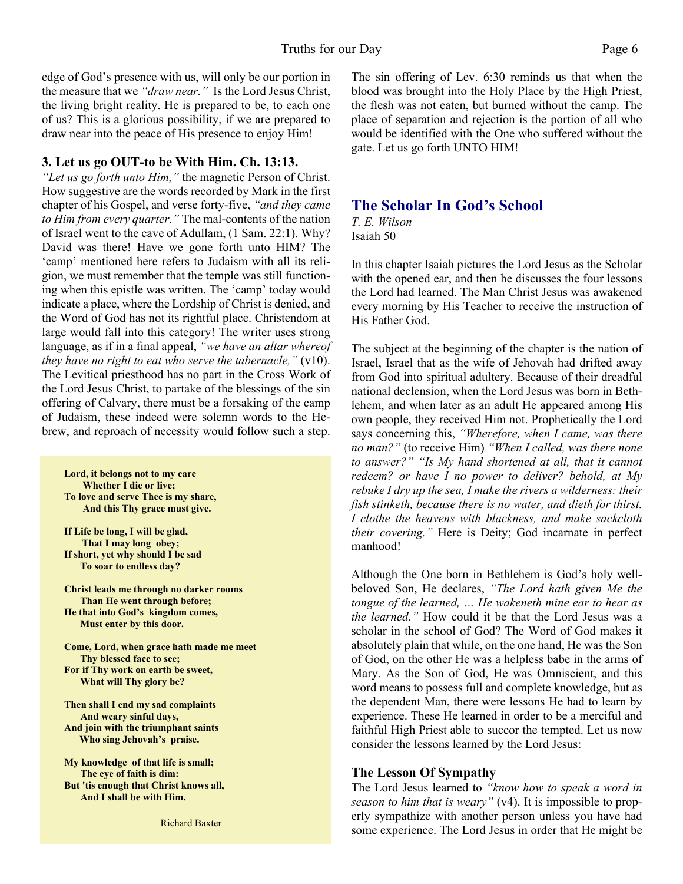edge of God's presence with us, will only be our portion in the measure that we *"draw near."* Is the Lord Jesus Christ, the living bright reality. He is prepared to be, to each one of us? This is a glorious possibility, if we are prepared to draw near into the peace of His presence to enjoy Him!

### 3. Let us go OUT-to be With Him. Ch. 13:13.

*"Let us go forth unto Him,"* the magnetic Person of Christ. How suggestive are the words recorded by Mark in the first chapter of his Gospel, and verse forty-five, *"and they came to Him from every quarter."* The mal-contents of the nation of Israel went to the cave of Adullam, (1 Sam. 22:1). Why? David was there! Have we gone forth unto HIM? The 'camp' mentioned here refers to Judaism with all its religion, we must remember that the temple was still functioning when this epistle was written. The 'camp' today would indicate a place, where the Lordship of Christ is denied, and the Word of God has not its rightful place. Christendom at large would fall into this category! The writer uses strong language, as if in a final appeal, *"we have an altar whereof they have no right to eat who serve the tabernacle,"* (v10). The Levitical priesthood has no part in the Cross Work of the Lord Jesus Christ, to partake of the blessings of the sin offering of Calvary, there must be a forsaking of the camp of Judaism, these indeed were solemn words to the Hebrew, and reproach of necessity would follow such a step.

**Lord, it belongs not to my care**
**Whether I die or live;**
**To love and serve Thee is my share,**
**And this Thy grace must give.**

**If Life be long, I will be glad,**
**That I may long obey;**
**If short, yet why should I be sad**
**To soar to endless day?**

**Christ leads me through no darker rooms**
**Than He went through before;**
**He that into God's kingdom comes,**
**Must enter by this door.**

**Come, Lord, when grace hath made me meet**
**Thy blessed face to see;**
**For if Thy work on earth be sweet,**
**What will Thy glory be?**

**Then shall I end my sad complaints**
**And weary sinful days,**
**And join with the triumphant saints**
**Who sing Jehovah's praise.**

**My knowledge of that life is small;**
**The eye of faith is dim:**
**But 'tis enough that Christ knows all,**
**And I shall be with Him.**

Richard Baxter

The sin offering of Lev. 6:30 reminds us that when the blood was brought into the Holy Place by the High Priest, the flesh was not eaten, but burned without the camp. The place of separation and rejection is the portion of all who would be identified with the One who suffered without the gate. Let us go forth UNTO HIM!

## The Scholar In God's School

*T. E. Wilson*
Isaiah 50

In this chapter Isaiah pictures the Lord Jesus as the Scholar with the opened ear, and then he discusses the four lessons the Lord had learned. The Man Christ Jesus was awakened every morning by His Teacher to receive the instruction of His Father God.

The subject at the beginning of the chapter is the nation of Israel, Israel that as the wife of Jehovah had drifted away from God into spiritual adultery. Because of their dreadful national declension, when the Lord Jesus was born in Bethlehem, and when later as an adult He appeared among His own people, they received Him not. Prophetically the Lord says concerning this, *"Wherefore, when I came, was there no man?"* (to receive Him) *"When I called, was there none to answer?" "Is My hand shortened at all, that it cannot redeem? or have I no power to deliver? behold, at My rebuke I dry up the sea, I make the rivers a wilderness: their fish stinketh, because there is no water, and dieth for thirst. I clothe the heavens with blackness, and make sackcloth their covering."* Here is Deity; God incarnate in perfect manhood!

Although the One born in Bethlehem is God's holy well-beloved Son, He declares, *"The Lord hath given Me the tongue of the learned, … He wakeneth mine ear to hear as the learned."* How could it be that the Lord Jesus was a scholar in the school of God? The Word of God makes it absolutely plain that while, on the one hand, He was the Son of God, on the other He was a helpless babe in the arms of Mary. As the Son of God, He was Omniscient, and this word means to possess full and complete knowledge, but as the dependent Man, there were lessons He had to learn by experience. These He learned in order to be a merciful and faithful High Priest able to succor the tempted. Let us now consider the lessons learned by the Lord Jesus:

### The Lesson Of Sympathy

The Lord Jesus learned to *"know how to speak a word in season to him that is weary"* (v4). It is impossible to properly sympathize with another person unless you have had some experience. The Lord Jesus in order that He might be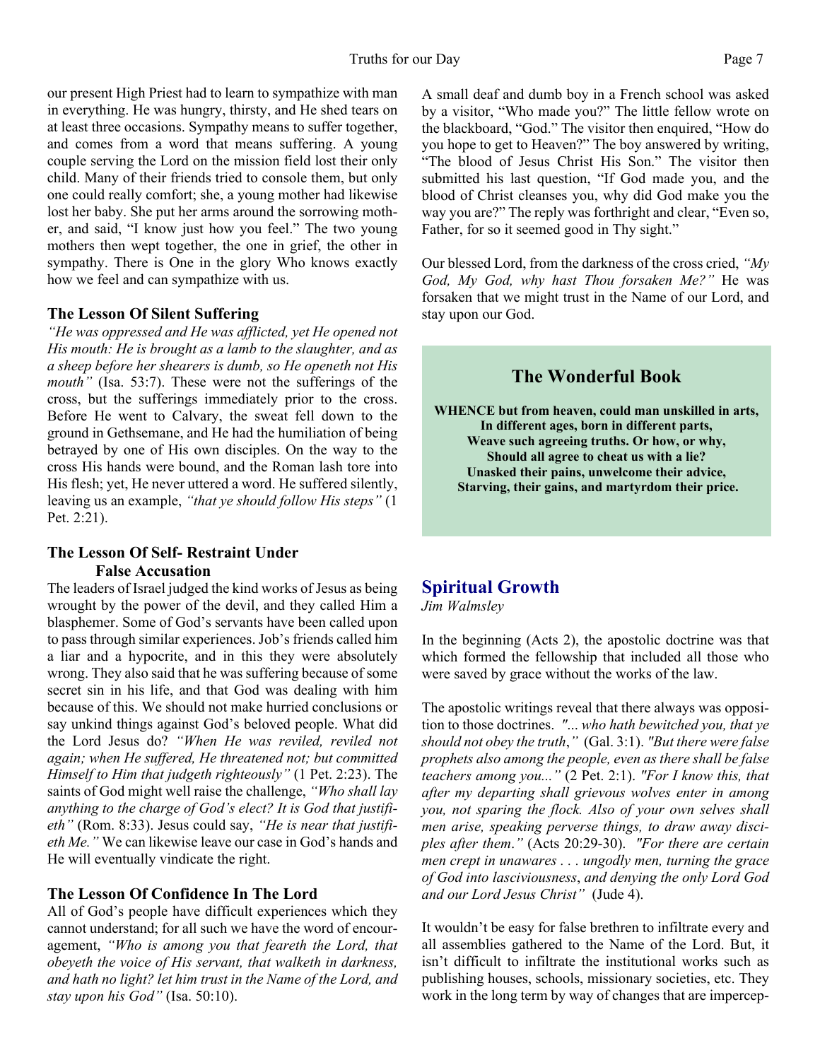our present High Priest had to learn to sympathize with man in everything. He was hungry, thirsty, and He shed tears on at least three occasions. Sympathy means to suffer together, and comes from a word that means suffering. A young couple serving the Lord on the mission field lost their only child. Many of their friends tried to console them, but only one could really comfort; she, a young mother had likewise lost her baby. She put her arms around the sorrowing mother, and said, "I know just how you feel." The two young mothers then wept together, the one in grief, the other in sympathy. There is One in the glory Who knows exactly how we feel and can sympathize with us.

### The Lesson Of Silent Suffering

*"He was oppressed and He was afflicted, yet He opened not His mouth: He is brought as a lamb to the slaughter, and as a sheep before her shearers is dumb, so He openeth not His mouth"* (Isa. 53:7). These were not the sufferings of the cross, but the sufferings immediately prior to the cross. Before He went to Calvary, the sweat fell down to the ground in Gethsemane, and He had the humiliation of being betrayed by one of His own disciples. On the way to the cross His hands were bound, and the Roman lash tore into His flesh; yet, He never uttered a word. He suffered silently, leaving us an example, *"that ye should follow His steps"* (1 Pet. 2:21).

### The Lesson Of Self- Restraint Under False Accusation

The leaders of Israel judged the kind works of Jesus as being wrought by the power of the devil, and they called Him a blasphemer. Some of God's servants have been called upon to pass through similar experiences. Job's friends called him a liar and a hypocrite, and in this they were absolutely wrong. They also said that he was suffering because of some secret sin in his life, and that God was dealing with him because of this. We should not make hurried conclusions or say unkind things against God's beloved people. What did the Lord Jesus do? *"When He was reviled, reviled not again; when He suffered, He threatened not; but committed Himself to Him that judgeth righteously"* (1 Pet. 2:23). The saints of God might well raise the challenge, *"Who shall lay anything to the charge of God's elect? It is God that justifieth"* (Rom. 8:33). Jesus could say, *"He is near that justifieth Me."* We can likewise leave our case in God's hands and He will eventually vindicate the right.

### The Lesson Of Confidence In The Lord

All of God's people have difficult experiences which they cannot understand; for all such we have the word of encouragement, *"Who is among you that feareth the Lord, that obeyeth the voice of His servant, that walketh in darkness, and hath no light? let him trust in the Name of the Lord, and stay upon his God"* (Isa. 50:10).

A small deaf and dumb boy in a French school was asked by a visitor, "Who made you?" The little fellow wrote on the blackboard, "God." The visitor then enquired, "How do you hope to get to Heaven?" The boy answered by writing, "The blood of Jesus Christ His Son." The visitor then submitted his last question, "If God made you, and the blood of Christ cleanses you, why did God make you the way you are?" The reply was forthright and clear, "Even so, Father, for so it seemed good in Thy sight."

Our blessed Lord, from the darkness of the cross cried, *"My God, My God, why hast Thou forsaken Me?"* He was forsaken that we might trust in the Name of our Lord, and stay upon our God.

### The Wonderful Book

**WHENCE but from heaven, could man unskilled in arts,**
**In different ages, born in different parts,**
**Weave such agreeing truths. Or how, or why,**
**Should all agree to cheat us with a lie?**
**Unasked their pains, unwelcome their advice,**
**Starving, their gains, and martyrdom their price.**

## Spiritual Growth

*Jim Walmsley*

In the beginning (Acts 2), the apostolic doctrine was that which formed the fellowship that included all those who were saved by grace without the works of the law.

The apostolic writings reveal that there always was opposition to those doctrines. *"... who hath bewitched you, that ye should not obey the truth,"* (Gal. 3:1). *"But there were false prophets also among the people, even as there shall be false teachers among you..."* (2 Pet. 2:1). *"For I know this, that after my departing shall grievous wolves enter in among you, not sparing the flock. Also of your own selves shall men arise, speaking perverse things, to draw away disciples after them."* (Acts 20:29-30). *"For there are certain men crept in unawares . . . ungodly men, turning the grace of God into lasciviousness, and denying the only Lord God and our Lord Jesus Christ"* (Jude 4).

It wouldn't be easy for false brethren to infiltrate every and all assemblies gathered to the Name of the Lord. But, it isn't difficult to infiltrate the institutional works such as publishing houses, schools, missionary societies, etc. They work in the long term by way of changes that are impercep-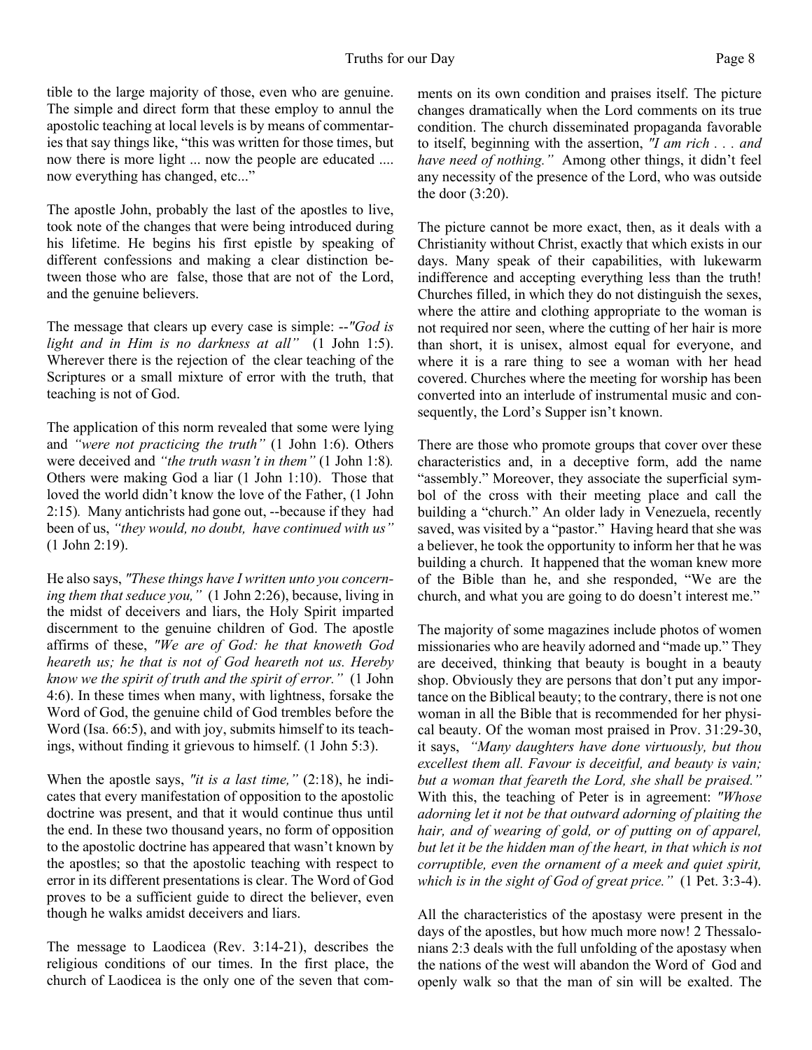tible to the large majority of those, even who are genuine. The simple and direct form that these employ to annul the apostolic teaching at local levels is by means of commentaries that say things like, "this was written for those times, but now there is more light ... now the people are educated .... now everything has changed, etc..."

The apostle John, probably the last of the apostles to live, took note of the changes that were being introduced during his lifetime. He begins his first epistle by speaking of different confessions and making a clear distinction between those who are false, those that are not of the Lord, and the genuine believers.

The message that clears up every case is simple: --*"God is light and in Him is no darkness at all"* (1 John 1:5). Wherever there is the rejection of the clear teaching of the Scriptures or a small mixture of error with the truth, that teaching is not of God.

The application of this norm revealed that some were lying and *"were not practicing the truth"* (1 John 1:6). Others were deceived and *"the truth wasn't in them"* (1 John 1:8). Others were making God a liar (1 John 1:10). Those that loved the world didn't know the love of the Father, (1 John 2:15). Many antichrists had gone out, --because if they had been of us, *"they would, no doubt, have continued with us"* (1 John 2:19).

He also says, *"These things have I written unto you concerning them that seduce you,"* (1 John 2:26), because, living in the midst of deceivers and liars, the Holy Spirit imparted discernment to the genuine children of God. The apostle affirms of these, *"We are of God: he that knoweth God heareth us; he that is not of God heareth not us. Hereby know we the spirit of truth and the spirit of error."* (1 John 4:6). In these times when many, with lightness, forsake the Word of God, the genuine child of God trembles before the Word (Isa. 66:5), and with joy, submits himself to its teachings, without finding it grievous to himself. (1 John 5:3).

When the apostle says, *"it is a last time,"* (2:18), he indicates that every manifestation of opposition to the apostolic doctrine was present, and that it would continue thus until the end. In these two thousand years, no form of opposition to the apostolic doctrine has appeared that wasn't known by the apostles; so that the apostolic teaching with respect to error in its different presentations is clear. The Word of God proves to be a sufficient guide to direct the believer, even though he walks amidst deceivers and liars.

The message to Laodicea (Rev. 3:14-21), describes the religious conditions of our times. In the first place, the church of Laodicea is the only one of the seven that comments on its own condition and praises itself. The picture changes dramatically when the Lord comments on its true condition. The church disseminated propaganda favorable to itself, beginning with the assertion, *"I am rich . . . and have need of nothing."* Among other things, it didn't feel any necessity of the presence of the Lord, who was outside the door (3:20).

The picture cannot be more exact, then, as it deals with a Christianity without Christ, exactly that which exists in our days. Many speak of their capabilities, with lukewarm indifference and accepting everything less than the truth! Churches filled, in which they do not distinguish the sexes, where the attire and clothing appropriate to the woman is not required nor seen, where the cutting of her hair is more than short, it is unisex, almost equal for everyone, and where it is a rare thing to see a woman with her head covered. Churches where the meeting for worship has been converted into an interlude of instrumental music and consequently, the Lord's Supper isn't known.

There are those who promote groups that cover over these characteristics and, in a deceptive form, add the name "assembly." Moreover, they associate the superficial symbol of the cross with their meeting place and call the building a "church." An older lady in Venezuela, recently saved, was visited by a "pastor." Having heard that she was a believer, he took the opportunity to inform her that he was building a church. It happened that the woman knew more of the Bible than he, and she responded, "We are the church, and what you are going to do doesn't interest me."

The majority of some magazines include photos of women missionaries who are heavily adorned and "made up." They are deceived, thinking that beauty is bought in a beauty shop. Obviously they are persons that don't put any importance on the Biblical beauty; to the contrary, there is not one woman in all the Bible that is recommended for her physical beauty. Of the woman most praised in Prov. 31:29-30, it says, *"Many daughters have done virtuously, but thou excellest them all. Favour is deceitful, and beauty is vain; but a woman that feareth the Lord, she shall be praised."* With this, the teaching of Peter is in agreement: *"Whose adorning let it not be that outward adorning of plaiting the hair, and of wearing of gold, or of putting on of apparel, but let it be the hidden man of the heart, in that which is not corruptible, even the ornament of a meek and quiet spirit, which is in the sight of God of great price."* (1 Pet. 3:3-4).

All the characteristics of the apostasy were present in the days of the apostles, but how much more now! 2 Thessalonians 2:3 deals with the full unfolding of the apostasy when the nations of the west will abandon the Word of God and openly walk so that the man of sin will be exalted. The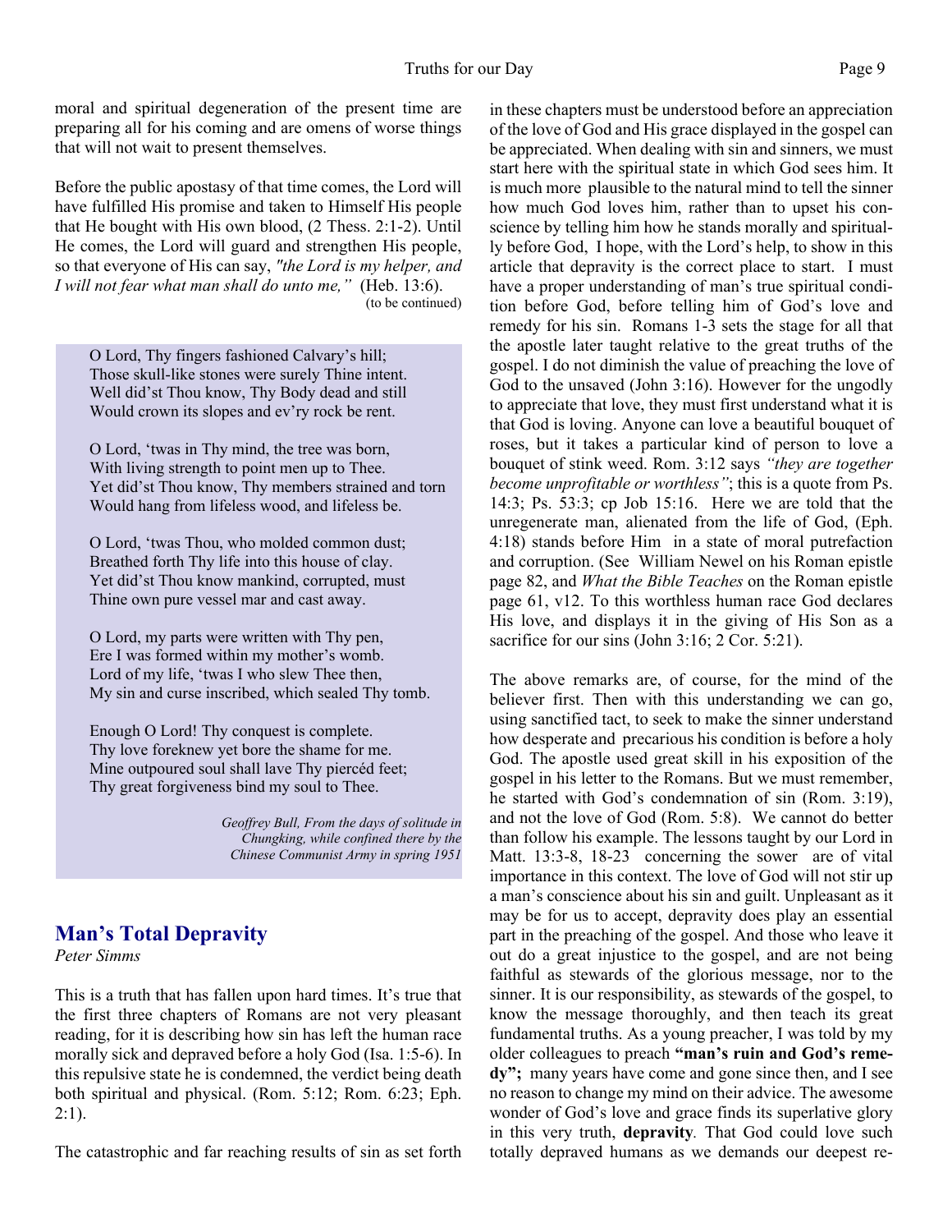moral and spiritual degeneration of the present time are preparing all for his coming and are omens of worse things that will not wait to present themselves.

Before the public apostasy of that time comes, the Lord will have fulfilled His promise and taken to Himself His people that He bought with His own blood, (2 Thess. 2:1-2). Until He comes, the Lord will guard and strengthen His people, so that everyone of His can say, *"the Lord is my helper, and I will not fear what man shall do unto me,"* (Heb. 13:6).

(to be continued)

> O Lord, Thy fingers fashioned Calvary's hill;
> Those skull-like stones were surely Thine intent.
> Well did'st Thou know, Thy Body dead and still
> Would crown its slopes and ev'ry rock be rent.
>
> O Lord, 'twas in Thy mind, the tree was born,
> With living strength to point men up to Thee.
> Yet did'st Thou know, Thy members strained and torn
> Would hang from lifeless wood, and lifeless be.
>
> O Lord, 'twas Thou, who molded common dust;
> Breathed forth Thy life into this house of clay.
> Yet did'st Thou know mankind, corrupted, must
> Thine own pure vessel mar and cast away.
>
> O Lord, my parts were written with Thy pen,
> Ere I was formed within my mother's womb.
> Lord of my life, 'twas I who slew Thee then,
> My sin and curse inscribed, which sealed Thy tomb.
>
> Enough O Lord! Thy conquest is complete.
> Thy love foreknew yet bore the shame for me.
> Mine outpoured soul shall lave Thy piercéd feet;
> Thy great forgiveness bind my soul to Thee.
>
> *Geoffrey Bull, From the days of solitude in Chungking, while confined there by the Chinese Communist Army in spring 1951*

## Man's Total Depravity

*Peter Simms*

This is a truth that has fallen upon hard times. It's true that the first three chapters of Romans are not very pleasant reading, for it is describing how sin has left the human race morally sick and depraved before a holy God (Isa. 1:5-6). In this repulsive state he is condemned, the verdict being death both spiritual and physical. (Rom. 5:12; Rom. 6:23; Eph. 2:1).

The catastrophic and far reaching results of sin as set forth in these chapters must be understood before an appreciation of the love of God and His grace displayed in the gospel can be appreciated. When dealing with sin and sinners, we must start here with the spiritual state in which God sees him. It is much more plausible to the natural mind to tell the sinner how much God loves him, rather than to upset his conscience by telling him how he stands morally and spiritually before God, I hope, with the Lord's help, to show in this article that depravity is the correct place to start. I must have a proper understanding of man's true spiritual condition before God, before telling him of God's love and remedy for his sin. Romans 1-3 sets the stage for all that the apostle later taught relative to the great truths of the gospel. I do not diminish the value of preaching the love of God to the unsaved (John 3:16). However for the ungodly to appreciate that love, they must first understand what it is that God is loving. Anyone can love a beautiful bouquet of roses, but it takes a particular kind of person to love a bouquet of stink weed. Rom. 3:12 says *"they are together become unprofitable or worthless"*; this is a quote from Ps. 14:3; Ps. 53:3; cp Job 15:16. Here we are told that the unregenerate man, alienated from the life of God, (Eph. 4:18) stands before Him in a state of moral putrefaction and corruption. (See William Newel on his Roman epistle page 82, and *What the Bible Teaches* on the Roman epistle page 61, v12. To this worthless human race God declares His love, and displays it in the giving of His Son as a sacrifice for our sins (John 3:16; 2 Cor. 5:21).

The above remarks are, of course, for the mind of the believer first. Then with this understanding we can go, using sanctified tact, to seek to make the sinner understand how desperate and precarious his condition is before a holy God. The apostle used great skill in his exposition of the gospel in his letter to the Romans. But we must remember, he started with God's condemnation of sin (Rom. 3:19), and not the love of God (Rom. 5:8). We cannot do better than follow his example. The lessons taught by our Lord in Matt. 13:3-8, 18-23 concerning the sower are of vital importance in this context. The love of God will not stir up a man's conscience about his sin and guilt. Unpleasant as it may be for us to accept, depravity does play an essential part in the preaching of the gospel. And those who leave it out do a great injustice to the gospel, and are not being faithful as stewards of the glorious message, nor to the sinner. It is our responsibility, as stewards of the gospel, to know the message thoroughly, and then teach its great fundamental truths. As a young preacher, I was told by my older colleagues to preach **"man's ruin and God's remedy";** many years have come and gone since then, and I see no reason to change my mind on their advice. The awesome wonder of God's love and grace finds its superlative glory in this very truth, **depravity**. That God could love such totally depraved humans as we demands our deepest re-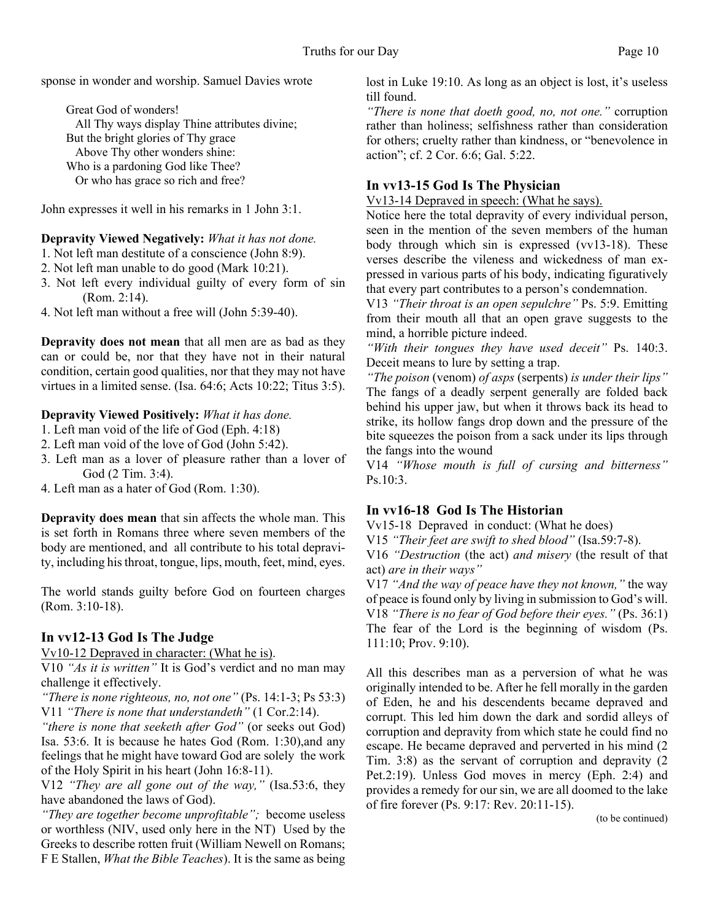sponse in wonder and worship. Samuel Davies wrote

> Great God of wonders!
> All Thy ways display Thine attributes divine;
> But the bright glories of Thy grace
> Above Thy other wonders shine:
> Who is a pardoning God like Thee?
> Or who has grace so rich and free?

John expresses it well in his remarks in 1 John 3:1.

**Depravity Viewed Negatively:** *What it has not done.*

1. Not left man destitute of a conscience (John 8:9).
2. Not left man unable to do good (Mark 10:21).
3. Not left every individual guilty of every form of sin (Rom. 2:14).
4. Not left man without a free will (John 5:39-40).

**Depravity does not mean** that all men are as bad as they can or could be, nor that they have not in their natural condition, certain good qualities, nor that they may not have virtues in a limited sense. (Isa. 64:6; Acts 10:22; Titus 3:5).

**Depravity Viewed Positively:** *What it has done.*

1. Left man void of the life of God (Eph. 4:18)
2. Left man void of the love of God (John 5:42).
3. Left man as a lover of pleasure rather than a lover of God (2 Tim. 3:4).
4. Left man as a hater of God (Rom. 1:30).

**Depravity does mean** that sin affects the whole man. This is set forth in Romans three where seven members of the body are mentioned, and all contribute to his total depravity, including his throat, tongue, lips, mouth, feet, mind, eyes.

The world stands guilty before God on fourteen charges (Rom. 3:10-18).

### In vv12-13 God Is The Judge

Vv10-12 Depraved in character: (What he is).

V10 *"As it is written"* It is God's verdict and no man may challenge it effectively.

*"There is none righteous, no, not one"* (Ps. 14:1-3; Ps 53:3)

V11 *"There is none that understandeth"* (1 Cor.2:14).

*"there is none that seeketh after God"* (or seeks out God) Isa. 53:6. It is because he hates God (Rom. 1:30),and any feelings that he might have toward God are solely the work of the Holy Spirit in his heart (John 16:8-11).

V12 *"They are all gone out of the way,"* (Isa.53:6, they have abandoned the laws of God).

*"They are together become unprofitable";* become useless or worthless (NIV, used only here in the NT) Used by the Greeks to describe rotten fruit (William Newell on Romans; F E Stallen, *What the Bible Teaches*). It is the same as being lost in Luke 19:10. As long as an object is lost, it's useless till found.

*"There is none that doeth good, no, not one."* corruption rather than holiness; selfishness rather than consideration for others; cruelty rather than kindness, or "benevolence in action"; cf. 2 Cor. 6:6; Gal. 5:22.

### In vv13-15 God Is The Physician

Vv13-14 Depraved in speech: (What he says).

Notice here the total depravity of every individual person, seen in the mention of the seven members of the human body through which sin is expressed (vv13-18). These verses describe the vileness and wickedness of man expressed in various parts of his body, indicating figuratively that every part contributes to a person's condemnation.

V13 *"Their throat is an open sepulchre"* Ps. 5:9. Emitting from their mouth all that an open grave suggests to the mind, a horrible picture indeed.

*"With their tongues they have used deceit"* Ps. 140:3. Deceit means to lure by setting a trap.

*"The poison* (venom) *of asps* (serpents) *is under their lips"* The fangs of a deadly serpent generally are folded back behind his upper jaw, but when it throws back its head to strike, its hollow fangs drop down and the pressure of the bite squeezes the poison from a sack under its lips through the fangs into the wound

V14 *"Whose mouth is full of cursing and bitterness"* Ps.10:3.

### In vv16-18 God Is The Historian

Vv15-18 Depraved in conduct: (What he does)

V15 *"Their feet are swift to shed blood"* (Isa.59:7-8).

V16 *"Destruction* (the act) *and misery* (the result of that act) *are in their ways"*

V17 *"And the way of peace have they not known,"* the way of peace is found only by living in submission to God's will.

V18 *"There is no fear of God before their eyes."* (Ps. 36:1) The fear of the Lord is the beginning of wisdom (Ps. 111:10; Prov. 9:10).

All this describes man as a perversion of what he was originally intended to be. After he fell morally in the garden of Eden, he and his descendents became depraved and corrupt. This led him down the dark and sordid alleys of corruption and depravity from which state he could find no escape. He became depraved and perverted in his mind (2 Tim. 3:8) as the servant of corruption and depravity (2 Pet.2:19). Unless God moves in mercy (Eph. 2:4) and provides a remedy for our sin, we are all doomed to the lake of fire forever (Ps. 9:17: Rev. 20:11-15).

(to be continued)